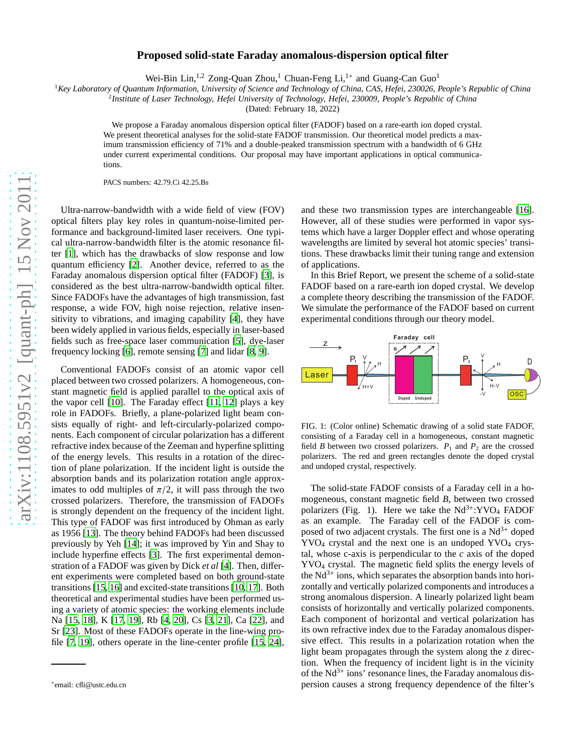# Proposed solid-state Faraday anomalous-dispersion optical filter

Wei-Bin Lin,[1,2] Zong-Quan Zhou,[1] Chuan-Feng Li,[1*] and Guang-Can Guo[1]

[1]*Key Laboratory of Quantum Information, University of Science and Technology of China, CAS, Hefei, 230026, People's Republic of China*
[2]*Institute of Laser Technology, Hefei University of Technology, Hefei, 230009, People's Republic of China*
(Dated: February 18, 2022)

We propose a Faraday anomalous dispersion optical filter (FADOF) based on a rare-earth ion doped crystal. We present theoretical analyses for the solid-state FADOF transmission. Our theoretical model predicts a maximum transmission efficiency of 71% and a double-peaked transmission spectrum with a bandwidth of 6 GHz under current experimental conditions. Our proposal may have important applications in optical communications.

PACS numbers: 42.79.Ci 42.25.Bs

Ultra-narrow-bandwidth with a wide field of view (FOV) optical filters play key roles in quantum-noise-limited performance and background-limited laser receivers. One typical ultra-narrow-bandwidth filter is the atomic resonance filter [1], which has the drawbacks of slow response and low quantum efficiency [2]. Another device, referred to as the Faraday anomalous dispersion optical filter (FADOF) [3], is considered as the best ultra-narrow-bandwidth optical filter. Since FADOFs have the advantages of high transmission, fast response, a wide FOV, high noise rejection, relative insensitivity to vibrations, and imaging capability [4], they have been widely applied in various fields, especially in laser-based fields such as free-space laser communication [5], dye-laser frequency locking [6], remote sensing [7] and lidar [8, 9].

Conventional FADOFs consist of an atomic vapor cell placed between two crossed polarizers. A homogeneous, constant magnetic field is applied parallel to the optical axis of the vapor cell [10]. The Faraday effect [11, 12] plays a key role in FADOFs. Briefly, a plane-polarized light beam consists equally of right- and left-circularly-polarized components. Each component of circular polarization has a different refractive index because of the Zeeman and hyperfine splitting of the energy levels. This results in a rotation of the direction of plane polarization. If the incident light is outside the absorption bands and its polarization rotation angle approximates to odd multiples of $\pi/2$, it will pass through the two crossed polarizers. Therefore, the transmission of FADOFs is strongly dependent on the frequency of the incident light. This type of FADOF was first introduced by Ohman as early as 1956 [13]. The theory behind FADOFs had been discussed previously by Yeh [14]; it was improved by Yin and Shay to include hyperfine effects [3]. The first experimental demonstration of a FADOF was given by Dick *et al* [4]. Then, different experiments were completed based on both ground-state transitions [15, 16] and excited-state transitions [10, 17]. Both theoretical and experimental studies have been performed using a variety of atomic species: the working elements include Na [15, 18], K [17, 19], Rb [4, 20], Cs [3, 21], Ca [22], and Sr [23]. Most of these FADOFs operate in the line-wing profile [7, 19], others operate in the line-center profile [15, 24], and these two transmission types are interchangeable [16]. However, all of these studies were performed in vapor systems which have a larger Doppler effect and whose operating wavelengths are limited by several hot atomic species' transitions. These drawbacks limit their tuning range and extension of applications.

In this Brief Report, we present the scheme of a solid-state FADOF based on a rare-earth ion doped crystal. We develop a complete theory describing the transmission of the FADOF. We simulate the performance of the FADOF based on current experimental conditions through our theory model.

FIG. 1: (Color online) Schematic drawing of a solid state FADOF, consisting of a Faraday cell in a homogeneous, constant magnetic field $B$ between two crossed polarizers. $P_1$ and $P_2$ are the crossed polarizers. The red and green rectangles denote the doped crystal and undoped crystal, respectively.

The solid-state FADOF consists of a Faraday cell in a homogeneous, constant magnetic field $B$, between two crossed polarizers (Fig. 1). Here we take the $Nd^{3+}$:$YVO_4$ FADOF as an example. The Faraday cell of the FADOF is composed of two adjacent crystals. The first one is a $Nd^{3+}$ doped $YVO_4$ crystal and the next one is an undoped $YVO_4$ crystal, whose c-axis is perpendicular to the $c$ axis of the doped $YVO_4$ crystal. The magnetic field splits the energy levels of the $Nd^{3+}$ ions, which separates the absorption bands into horizontally and vertically polarized components and introduces a strong anomalous dispersion. A linearly polarized light beam consists of horizontally and vertically polarized components. Each component of horizontal and vertical polarization has its own refractive index due to the Faraday anomalous dispersive effect. This results in a polarization rotation when the light beam propagates through the system along the $z$ direction. When the frequency of incident light is in the vicinity of the $Nd^{3+}$ ions' resonance lines, the Faraday anomalous dispersion causes a strong frequency dependence of the filter's

*email: cfli@ustc.edu.cn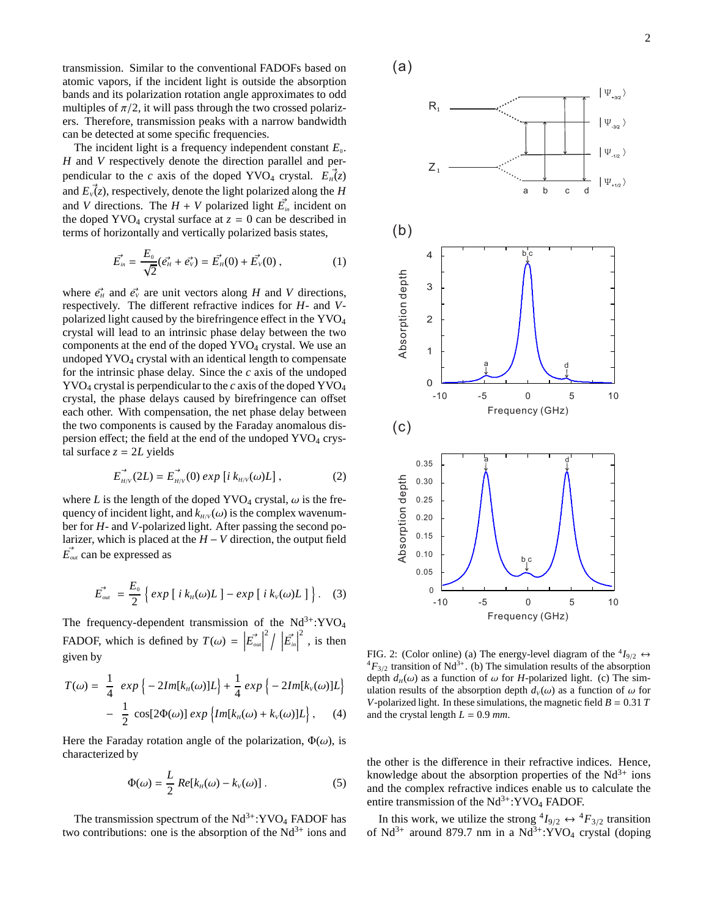transmission. Similar to the conventional FADOFs based on atomic vapors, if the incident light is outside the absorption bands and its polarization rotation angle approximates to odd multiples of $\pi/2$, it will pass through the two crossed polarizers. Therefore, transmission peaks with a narrow bandwidth can be detected at some specific frequencies.

The incident light is a frequency independent constant $E_0$. $H$ and $V$ respectively denote the direction parallel and perpendicular to the $c$ axis of the doped $YVO_4$ crystal. $\vec{E_H}(z)$ and $\vec{E_V}(z)$, respectively, denote the light polarized along the $H$ and $V$ directions. The $H + V$ polarized light $\vec{E_{in}}$ incident on the doped $YVO_4$ crystal surface at $z = 0$ can be described in terms of horizontally and vertically polarized basis states,

$$\vec{E_{in}} = \frac{E_0}{\sqrt{2}}(\vec{e_H} + \vec{e_V}) = \vec{E_H}(0) + \vec{E_V}(0)\,, \tag{1}$$

where $\vec{e_H}$ and $\vec{e_V}$ are unit vectors along $H$ and $V$ directions, respectively. The different refractive indices for $H$- and $V$-polarized light caused by the birefringence effect in the $YVO_4$ crystal will lead to an intrinsic phase delay between the two components at the end of the doped $YVO_4$ crystal. We use an undoped $YVO_4$ crystal with an identical length to compensate for the intrinsic phase delay. Since the $c$ axis of the undoped $YVO_4$ crystal is perpendicular to the $c$ axis of the doped $YVO_4$ crystal, the phase delays caused by birefringence can offset each other. With compensation, the net phase delay between the two components is caused by the Faraday anomalous dispersion effect; the field at the end of the undoped $YVO_4$ crystal surface $z = 2L$ yields

$$\vec{E_{H/V}}(2L) = \vec{E_{H/V}}(0)\, exp\, [i\, k_{H/V}(\omega)L]\,, \tag{2}$$

where $L$ is the length of the doped $YVO_4$ crystal, $\omega$ is the frequency of incident light, and $k_{H/V}(\omega)$ is the complex wavenumber for $H$- and $V$-polarized light. After passing the second polarizer, which is placed at the $H - V$ direction, the output field $\vec{E_{out}}$ can be expressed as

$$\vec{E_{out}} = \frac{E_0}{2}\left\{ exp\,[\, i\, k_H(\omega)L\,] - exp\,[\, i\, k_V(\omega)L\,]\right\}. \tag{3}$$

The frequency-dependent transmission of the $Nd^{3+}$:$YVO_4$ FADOF, which is defined by $T(\omega) = \left|\vec{E_{out}}\right|^2 / \left|\vec{E_{in}}\right|^2$, is then given by

$$\begin{aligned} T(\omega) = \; & \frac{1}{4}\; exp\left\{ -2Im[k_H(\omega)]L\right\} + \frac{1}{4}\, exp\left\{ -2Im[k_V(\omega)]L\right\} \\ & - \frac{1}{2}\, \cos[2\Phi(\omega)]\, exp\left\{Im[k_H(\omega) + k_V(\omega)]L\right\}, \end{aligned} \tag{4}$$

Here the Faraday rotation angle of the polarization, $\Phi(\omega)$, is characterized by

$$\Phi(\omega) = \frac{L}{2}\, Re[k_H(\omega) - k_V(\omega)]\,. \tag{5}$$

The transmission spectrum of the $Nd^{3+}$:$YVO_4$ FADOF has two contributions: one is the absorption of the $Nd^{3+}$ ions and the other is the difference in their refractive indices. Hence, knowledge about the absorption properties of the $Nd^{3+}$ ions and the complex refractive indices enable us to calculate the entire transmission of the $Nd^{3+}$:$YVO_4$ FADOF.

FIG. 2: (Color online) (a) The energy-level diagram of the $^4I_{9/2} \leftrightarrow {}^4F_{3/2}$ transition of $Nd^{3+}$. (b) The simulation results of the absorption depth $d_H(\omega)$ as a function of $\omega$ for $H$-polarized light. (c) The simulation results of the absorption depth $d_V(\omega)$ as a function of $\omega$ for $V$-polarized light. In these simulations, the magnetic field $B = 0.31\ T$ and the crystal length $L = 0.9\ mm$.

In this work, we utilize the strong $^4I_{9/2} \leftrightarrow {}^4F_{3/2}$ transition of $Nd^{3+}$ around 879.7 nm in a $Nd^{3+}$:$YVO_4$ crystal (doping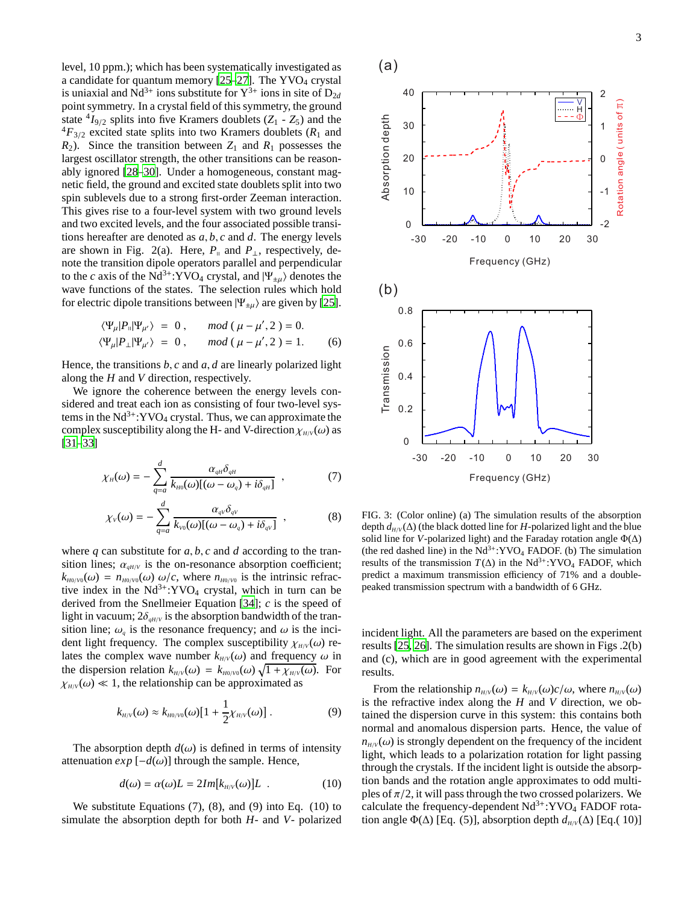level, 10 ppm.); which has been systematically investigated as a candidate for quantum memory [25–27]. The $YVO_4$ crystal is uniaxial and $Nd^{3+}$ ions substitute for $Y^{3+}$ ions in site of $D_{2d}$ point symmetry. In a crystal field of this symmetry, the ground state $^4I_{9/2}$ splits into five Kramers doublets ($Z_1$ - $Z_5$) and the $^4F_{3/2}$ excited state splits into two Kramers doublets ($R_1$ and $R_2$). Since the transition between $Z_1$ and $R_1$ possesses the largest oscillator strength, the other transitions can be reasonably ignored [28–30]. Under a homogeneous, constant magnetic field, the ground and excited state doublets split into two spin sublevels due to a strong first-order Zeeman interaction. This gives rise to a four-level system with two ground levels and two excited levels, and the four associated possible transitions hereafter are denoted as $a, b, c$ and $d$. The energy levels are shown in Fig. 2(a). Here, $P_{\parallel}$ and $P_{\perp}$, respectively, denote the transition dipole operators parallel and perpendicular to the $c$ axis of the $Nd^{3+}$:$YVO_4$ crystal, and $|\Psi_{\pm\mu}\rangle$ denotes the wave functions of the states. The selection rules which hold for electric dipole transitions between $|\Psi_{\pm\mu}\rangle$ are given by [25].

$$\begin{aligned} \langle\Psi_\mu|P_{\parallel}|\Psi_{\mu'}\rangle &= 0, \qquad mod\,(\,\mu-\mu',2\,) = 0. \\ \langle\Psi_\mu|P_{\perp}|\Psi_{\mu'}\rangle &= 0, \qquad mod\,(\,\mu-\mu',2\,) = 1. \end{aligned} \tag{6}$$

Hence, the transitions $b, c$ and $a, d$ are linearly polarized light along the $H$ and $V$ direction, respectively.

We ignore the coherence between the energy levels considered and treat each ion as consisting of four two-level systems in the $Nd^{3+}$:$YVO_4$ crystal. Thus, we can approximate the complex susceptibility along the H- and V-direction $\chi_{H/V}(\omega)$ as [31–33]

$$\chi_H(\omega) = -\sum_{q=a}^{d} \frac{\alpha_{qH}\delta_{qH}}{k_{H0}(\omega)[(\omega-\omega_q)+i\delta_{qH}]}\ , \tag{7}$$

$$\chi_V(\omega) = -\sum_{q=a}^{d} \frac{\alpha_{qV}\delta_{qV}}{k_{V0}(\omega)[(\omega-\omega_q)+i\delta_{qV}]}\ , \tag{8}$$

where $q$ can substitute for $a, b, c$ and $d$ according to the transition lines; $\alpha_{qH/V}$ is the on-resonance absorption coefficient; $k_{H0/V0}(\omega) = n_{H0/V0}(\omega)\,\omega/c$, where $n_{H0/V0}$ is the intrinsic refractive index in the $Nd^{3+}$:$YVO_4$ crystal, which in turn can be derived from the Snellmeier Equation [34]; $c$ is the speed of light in vacuum; $2\delta_{qH/V}$ is the absorption bandwidth of the transition line; $\omega_q$ is the resonance frequency; and $\omega$ is the incident light frequency. The complex susceptibility $\chi_{H/V}(\omega)$ relates the complex wave number $k_{H/V}(\omega)$ and frequency $\omega$ in the dispersion relation $k_{H/V}(\omega) = k_{H0/V0}(\omega)\sqrt{1+\chi_{H/V}(\omega)}$. For $\chi_{H/V}(\omega) \ll 1$, the relationship can be approximated as

$$k_{H/V}(\omega) \approx k_{H0/V0}(\omega)[1+\frac{1}{2}\chi_{H/V}(\omega)]\ . \tag{9}$$

The absorption depth $d(\omega)$ is defined in terms of intensity attenuation $exp\,[-d(\omega)]$ through the sample. Hence,

$$d(\omega) = \alpha(\omega)L = 2Im[k_{H/V}(\omega)]L\ \ . \tag{10}$$

We substitute Equations (7), (8), and (9) into Eq. (10) to simulate the absorption depth for both $H$- and $V$- polarized incident light. All the parameters are based on the experiment results [25, 26]. The simulation results are shown in Figs .2(b) and (c), which are in good agreement with the experimental results.

FIG. 3: (Color online) (a) The simulation results of the absorption depth $d_{H/V}(\Delta)$ (the black dotted line for $H$-polarized light and the blue solid line for $V$-polarized light) and the Faraday rotation angle $\Phi(\Delta)$ (the red dashed line) in the $Nd^{3+}$:$YVO_4$ FADOF. (b) The simulation results of the transmission $T(\Delta)$ in the $Nd^{3+}$:$YVO_4$ FADOF, which predict a maximum transmission efficiency of 71% and a double-peaked transmission spectrum with a bandwidth of 6 GHz.

From the relationship $n_{H/V}(\omega) = k_{H/V}(\omega)c/\omega$, where $n_{H/V}(\omega)$ is the refractive index along the $H$ and $V$ direction, we obtained the dispersion curve in this system: this contains both normal and anomalous dispersion parts. Hence, the value of $n_{H/V}(\omega)$ is strongly dependent on the frequency of the incident light, which leads to a polarization rotation for light passing through the crystals. If the incident light is outside the absorption bands and the rotation angle approximates to odd multiples of $\pi/2$, it will pass through the two crossed polarizers. We calculate the frequency-dependent $Nd^{3+}$:$YVO_4$ FADOF rotation angle $\Phi(\Delta)$ [Eq. (5)], absorption depth $d_{H/V}(\Delta)$ [Eq.( 10)]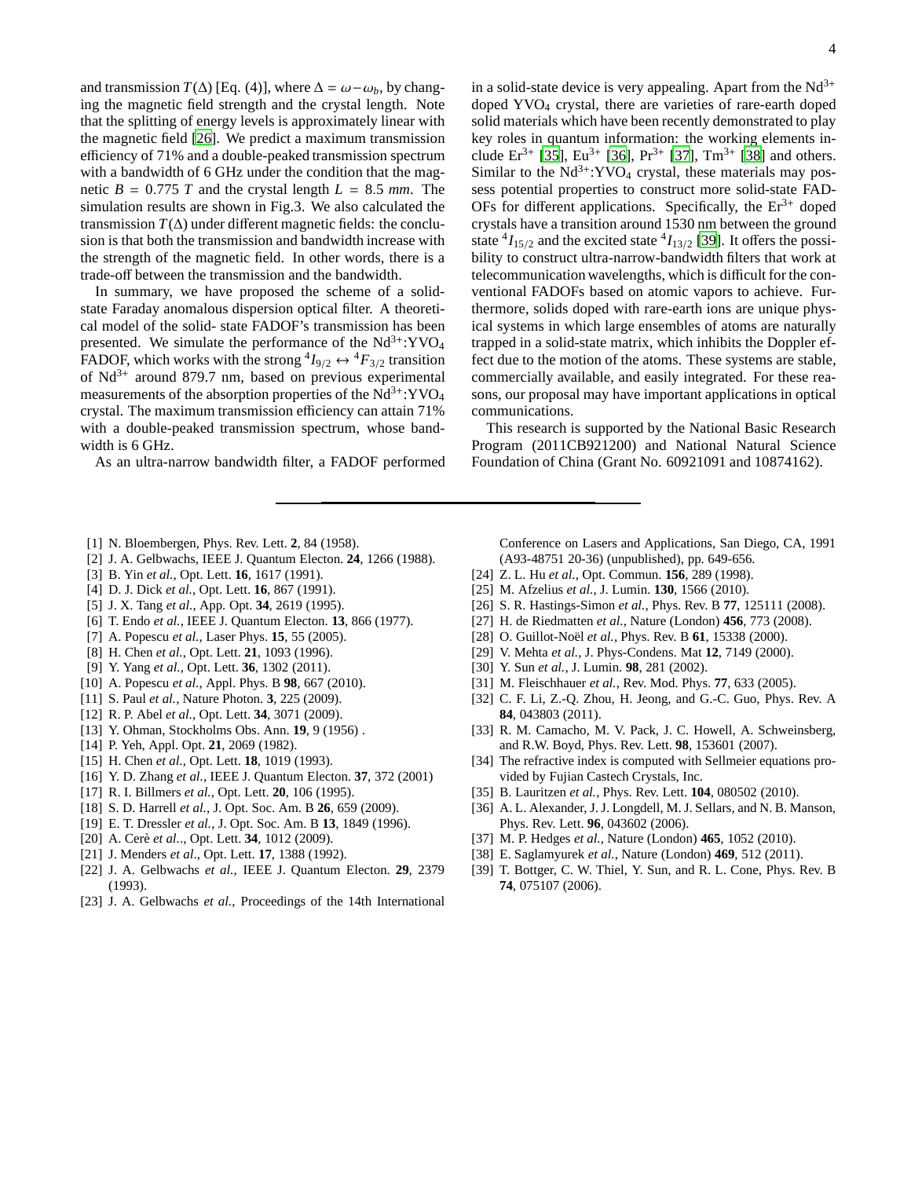and transmission $T(\Delta)$ [Eq. (4)], where $\Delta = \omega - \omega_b$, by changing the magnetic field strength and the crystal length. Note that the splitting of energy levels is approximately linear with the magnetic field [26]. We predict a maximum transmission efficiency of 71% and a double-peaked transmission spectrum with a bandwidth of 6 GHz under the condition that the magnetic $B = 0.775\ T$ and the crystal length $L = 8.5\ mm$. The simulation results are shown in Fig.3. We also calculated the transmission $T(\Delta)$ under different magnetic fields: the conclusion is that both the transmission and bandwidth increase with the strength of the magnetic field. In other words, there is a trade-off between the transmission and the bandwidth.

In summary, we have proposed the scheme of a solid-state Faraday anomalous dispersion optical filter. A theoretical model of the solid- state FADOF's transmission has been presented. We simulate the performance of the $Nd^{3+}$:$YVO_4$ FADOF, which works with the strong $^4I_{9/2} \leftrightarrow {}^4F_{3/2}$ transition of $Nd^{3+}$ around 879.7 nm, based on previous experimental measurements of the absorption properties of the $Nd^{3+}$:$YVO_4$ crystal. The maximum transmission efficiency can attain 71% with a double-peaked transmission spectrum, whose bandwidth is 6 GHz.

As an ultra-narrow bandwidth filter, a FADOF performed in a solid-state device is very appealing. Apart from the $Nd^{3+}$ doped $YVO_4$ crystal, there are varieties of rare-earth doped solid materials which have been recently demonstrated to play key roles in quantum information: the working elements include $Er^{3+}$ [35], $Eu^{3+}$ [36], $Pr^{3+}$ [37], $Tm^{3+}$ [38] and others. Similar to the $Nd^{3+}$:$YVO_4$ crystal, these materials may possess potential properties to construct more solid-state FADOFs for different applications. Specifically, the $Er^{3+}$ doped crystals have a transition around 1530 nm between the ground state $^4I_{15/2}$ and the excited state $^4I_{13/2}$ [39]. It offers the possibility to construct ultra-narrow-bandwidth filters that work at telecommunication wavelengths, which is difficult for the conventional FADOFs based on atomic vapors to achieve. Furthermore, solids doped with rare-earth ions are unique physical systems in which large ensembles of atoms are naturally trapped in a solid-state matrix, which inhibits the Doppler effect due to the motion of the atoms. These systems are stable, commercially available, and easily integrated. For these reasons, our proposal may have important applications in optical communications.

This research is supported by the National Basic Research Program (2011CB921200) and National Natural Science Foundation of China (Grant No. 60921091 and 10874162).

---

[1] N. Bloembergen, Phys. Rev. Lett. **2**, 84 (1958).
[2] J. A. Gelbwachs, IEEE J. Quantum Electon. **24**, 1266 (1988).
[3] B. Yin *et al.*, Opt. Lett. **16**, 1617 (1991).
[4] D. J. Dick *et al.*, Opt. Lett. **16**, 867 (1991).
[5] J. X. Tang *et al.*, App. Opt. **34**, 2619 (1995).
[6] T. Endo *et al.*, IEEE J. Quantum Electon. **13**, 866 (1977).
[7] A. Popescu *et al.*, Laser Phys. **15**, 55 (2005).
[8] H. Chen *et al.*, Opt. Lett. **21**, 1093 (1996).
[9] Y. Yang *et al.*, Opt. Lett. **36**, 1302 (2011).
[10] A. Popescu *et al.*, Appl. Phys. B **98**, 667 (2010).
[11] S. Paul *et al.*, Nature Photon. **3**, 225 (2009).
[12] R. P. Abel *et al.*, Opt. Lett. **34**, 3071 (2009).
[13] Y. Ohman, Stockholms Obs. Ann. **19**, 9 (1956) .
[14] P. Yeh, Appl. Opt. **21**, 2069 (1982).
[15] H. Chen *et al.*, Opt. Lett. **18**, 1019 (1993).
[16] Y. D. Zhang *et al.*, IEEE J. Quantum Electon. **37**, 372 (2001)
[17] R. I. Billmers *et al.*, Opt. Lett. **20**, 106 (1995).
[18] S. D. Harrell *et al.*, J. Opt. Soc. Am. B **26**, 659 (2009).
[19] E. T. Dressler *et al.*, J. Opt. Soc. Am. B **13**, 1849 (1996).
[20] A. Cerè *et al.*., Opt. Lett. **34**, 1012 (2009).
[21] J. Menders *et al*., Opt. Lett. **17**, 1388 (1992).
[22] J. A. Gelbwachs *et al.*, IEEE J. Quantum Electon. **29**, 2379 (1993).
[23] J. A. Gelbwachs *et al.*, Proceedings of the 14th International Conference on Lasers and Applications, San Diego, CA, 1991 (A93-48751 20-36) (unpublished), pp. 649-656.
[24] Z. L. Hu *et al.*, Opt. Commun. **156**, 289 (1998).
[25] M. Afzelius *et al.*, J. Lumin. **130**, 1566 (2010).
[26] S. R. Hastings-Simon *et al.*, Phys. Rev. B **77**, 125111 (2008).
[27] H. de Riedmatten *et al.*, Nature (London) **456**, 773 (2008).
[28] O. Guillot-Noël *et al.*, Phys. Rev. B **61**, 15338 (2000).
[29] V. Mehta *et al.*, J. Phys-Condens. Mat **12**, 7149 (2000).
[30] Y. Sun *et al.*, J. Lumin. **98**, 281 (2002).
[31] M. Fleischhauer *et al.*, Rev. Mod. Phys. **77**, 633 (2005).
[32] C. F. Li, Z.-Q. Zhou, H. Jeong, and G.-C. Guo, Phys. Rev. A **84**, 043803 (2011).
[33] R. M. Camacho, M. V. Pack, J. C. Howell, A. Schweinsberg, and R.W. Boyd, Phys. Rev. Lett. **98**, 153601 (2007).
[34] The refractive index is computed with Sellmeier equations provided by Fujian Castech Crystals, Inc.
[35] B. Lauritzen *et al.*, Phys. Rev. Lett. **104**, 080502 (2010).
[36] A. L. Alexander, J. J. Longdell, M. J. Sellars, and N. B. Manson, Phys. Rev. Lett. **96**, 043602 (2006).
[37] M. P. Hedges *et al.*, Nature (London) **465**, 1052 (2010).
[38] E. Saglamyurek *et al.*, Nature (London) **469**, 512 (2011).
[39] T. Bottger, C. W. Thiel, Y. Sun, and R. L. Cone, Phys. Rev. B **74**, 075107 (2006).